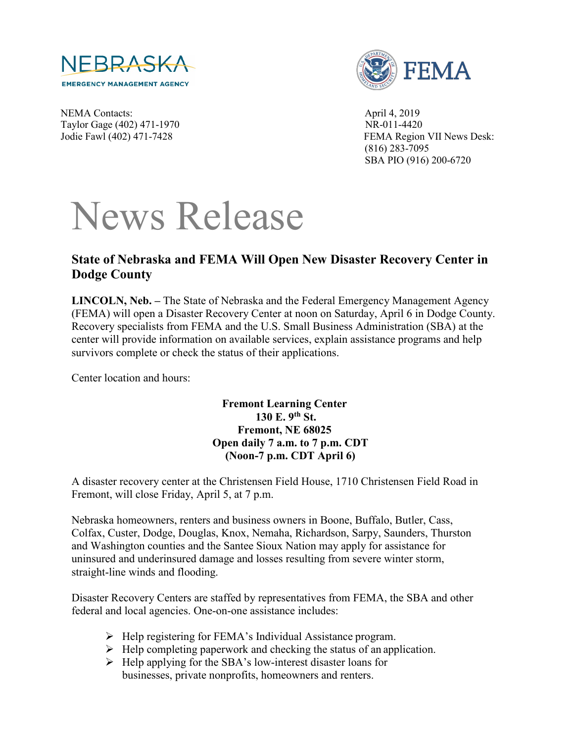NEBRASKA
EMERGENCY MANAGEMENT AGENCY

FEMA

NEMA Contacts:
Taylor Gage (402) 471-1970
Jodie Fawl (402) 471-7428

April 4, 2019
NR-011-4420
FEMA Region VII News Desk:
(816) 283-7095
SBA PIO (916) 200-6720

# News Release

## State of Nebraska and FEMA Will Open New Disaster Recovery Center in Dodge County

**LINCOLN, Neb. –** The State of Nebraska and the Federal Emergency Management Agency (FEMA) will open a Disaster Recovery Center at noon on Saturday, April 6 in Dodge County. Recovery specialists from FEMA and the U.S. Small Business Administration (SBA) at the center will provide information on available services, explain assistance programs and help survivors complete or check the status of their applications.

Center location and hours:

**Fremont Learning Center**
**130 E. 9th St.**
**Fremont, NE 68025**
**Open daily 7 a.m. to 7 p.m. CDT**
**(Noon-7 p.m. CDT April 6)**

A disaster recovery center at the Christensen Field House, 1710 Christensen Field Road in Fremont, will close Friday, April 5, at 7 p.m.

Nebraska homeowners, renters and business owners in Boone, Buffalo, Butler, Cass, Colfax, Custer, Dodge, Douglas, Knox, Nemaha, Richardson, Sarpy, Saunders, Thurston and Washington counties and the Santee Sioux Nation may apply for assistance for uninsured and underinsured damage and losses resulting from severe winter storm, straight-line winds and flooding.

Disaster Recovery Centers are staffed by representatives from FEMA, the SBA and other federal and local agencies. One-on-one assistance includes:

- Help registering for FEMA's Individual Assistance program.
- Help completing paperwork and checking the status of an application.
- Help applying for the SBA's low-interest disaster loans for businesses, private nonprofits, homeowners and renters.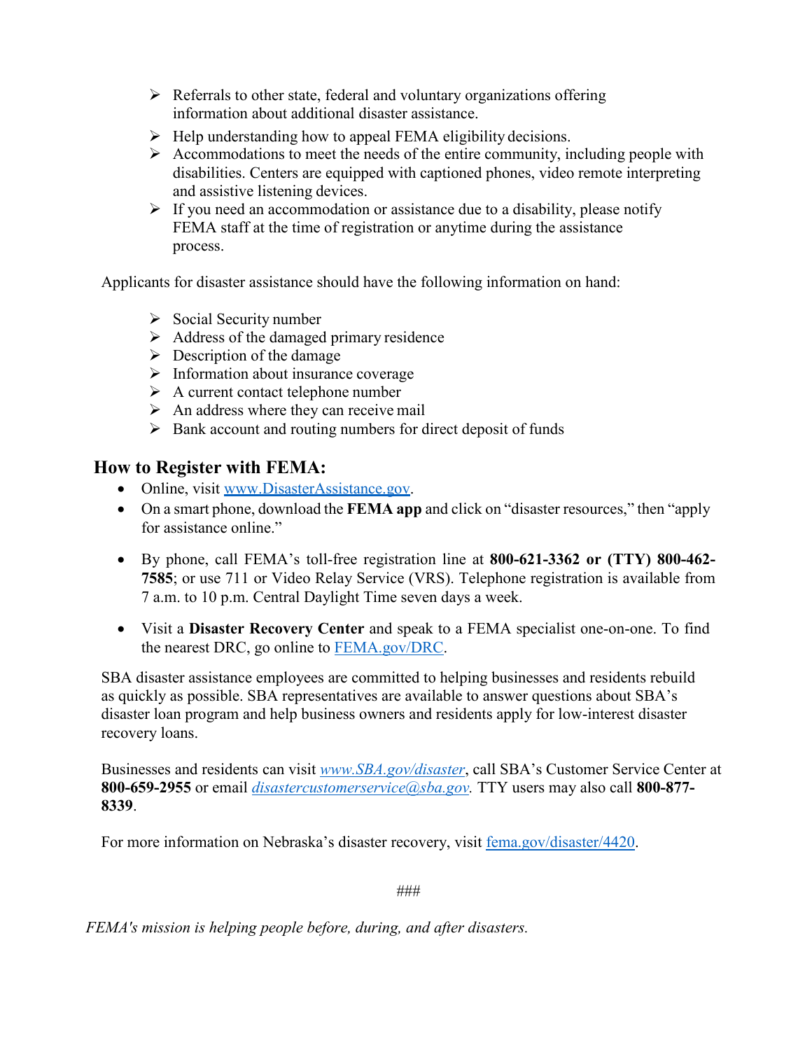- Referrals to other state, federal and voluntary organizations offering information about additional disaster assistance.
- Help understanding how to appeal FEMA eligibility decisions.
- Accommodations to meet the needs of the entire community, including people with disabilities. Centers are equipped with captioned phones, video remote interpreting and assistive listening devices.
- If you need an accommodation or assistance due to a disability, please notify FEMA staff at the time of registration or anytime during the assistance process.

Applicants for disaster assistance should have the following information on hand:

- Social Security number
- Address of the damaged primary residence
- Description of the damage
- Information about insurance coverage
- A current contact telephone number
- An address where they can receive mail
- Bank account and routing numbers for direct deposit of funds

## How to Register with FEMA:

- Online, visit www.DisasterAssistance.gov.
- On a smart phone, download the **FEMA app** and click on "disaster resources," then "apply for assistance online."
- By phone, call FEMA's toll-free registration line at **800-621-3362 or (TTY) 800-462-7585**; or use 711 or Video Relay Service (VRS). Telephone registration is available from 7 a.m. to 10 p.m. Central Daylight Time seven days a week.
- Visit a **Disaster Recovery Center** and speak to a FEMA specialist one-on-one. To find the nearest DRC, go online to FEMA.gov/DRC.

SBA disaster assistance employees are committed to helping businesses and residents rebuild as quickly as possible. SBA representatives are available to answer questions about SBA's disaster loan program and help business owners and residents apply for low-interest disaster recovery loans.

Businesses and residents can visit *www.SBA.gov/disaster*, call SBA's Customer Service Center at **800-659-2955** or email *disastercustomerservice@sba.gov.* TTY users may also call **800-877-8339**.

For more information on Nebraska's disaster recovery, visit fema.gov/disaster/4420.

###

*FEMA's mission is helping people before, during, and after disasters.*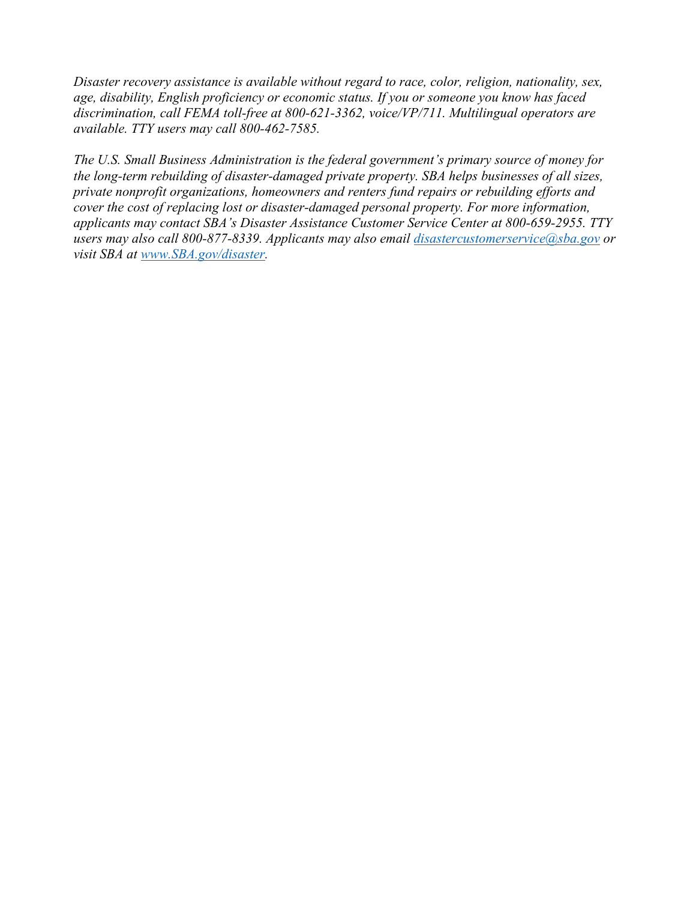*Disaster recovery assistance is available without regard to race, color, religion, nationality, sex, age, disability, English proficiency or economic status. If you or someone you know has faced discrimination, call FEMA toll-free at 800-621-3362, voice/VP/711. Multilingual operators are available. TTY users may call 800-462-7585.*

*The U.S. Small Business Administration is the federal government's primary source of money for the long-term rebuilding of disaster-damaged private property. SBA helps businesses of all sizes, private nonprofit organizations, homeowners and renters fund repairs or rebuilding efforts and cover the cost of replacing lost or disaster-damaged personal property. For more information, applicants may contact SBA's Disaster Assistance Customer Service Center at 800-659-2955. TTY users may also call 800-877-8339. Applicants may also email [disastercustomerservice@sba.gov](mailto:disastercustomerservice@sba.gov) or visit SBA at [www.SBA.gov/disaster](http://www.SBA.gov/disaster).*